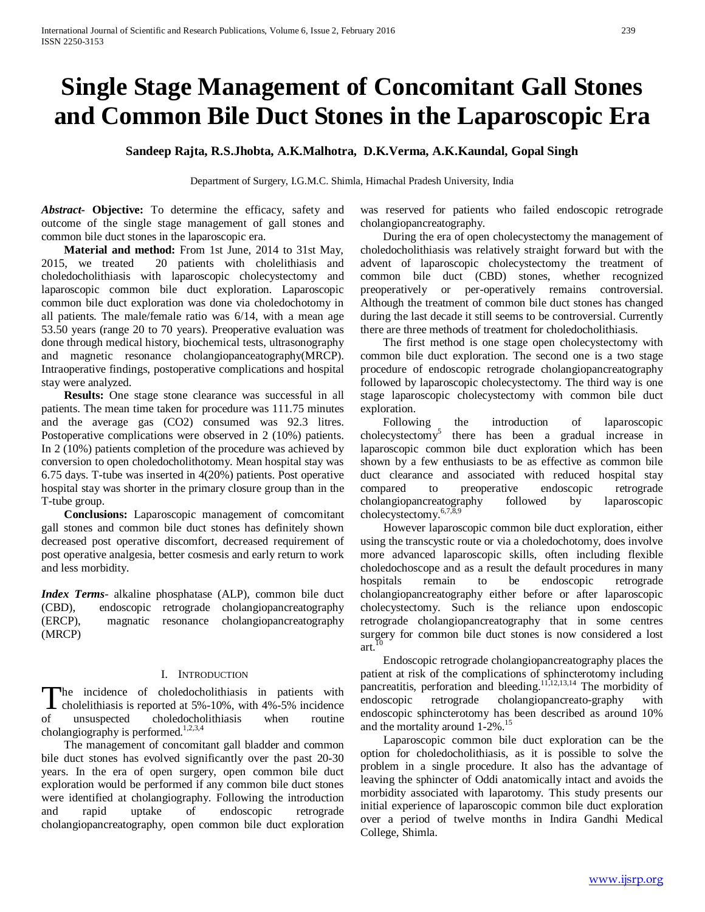# Single Stage Management of Concomitant Gall Stones and Common Bile Duct Stones in the Laparoscopic Era

**Sandeep Rajta, R.S.Jhobta, A.K.Malhotra, D.K.Verma, A.K.Kaundal, Gopal Singh**

Department of Surgery, I.G.M.C. Shimla, Himachal Pradesh University, India

***Abstract*- Objective:** To determine the efficacy, safety and outcome of the single stage management of gall stones and common bile duct stones in the laparoscopic era.

**Material and method:** From 1st June, 2014 to 31st May, 2015, we treated 20 patients with cholelithiasis and choledocholithiasis with laparoscopic cholecystectomy and laparoscopic common bile duct exploration. Laparoscopic common bile duct exploration was done via choledochotomy in all patients. The male/female ratio was 6/14, with a mean age 53.50 years (range 20 to 70 years). Preoperative evaluation was done through medical history, biochemical tests, ultrasonography and magnetic resonance cholangiopanceatography(MRCP). Intraoperative findings, postoperative complications and hospital stay were analyzed.

**Results:** One stage stone clearance was successful in all patients. The mean time taken for procedure was 111.75 minutes and the average gas ($CO_2$) consumed was 92.3 litres. Postoperative complications were observed in 2 (10%) patients. In 2 (10%) patients completion of the procedure was achieved by conversion to open choledocholithotomy. Mean hospital stay was 6.75 days. T-tube was inserted in 4(20%) patients. Post operative hospital stay was shorter in the primary closure group than in the T-tube group.

**Conclusions:** Laparoscopic management of comcomitant gall stones and common bile duct stones has definitely shown decreased post operative discomfort, decreased requirement of post operative analgesia, better cosmesis and early return to work and less morbidity.

***Index Terms*-** alkaline phosphatase (ALP), common bile duct (CBD), endoscopic retrograde cholangiopancreatography (ERCP), magnatic resonance cholangiopancreatography (MRCP)

## I. Introduction

The incidence of choledocholithiasis in patients with cholelithiasis is reported at 5%-10%, with 4%-5% incidence of unsuspected choledocholithiasis when routine cholangiography is performed.[1,2,3,4]

The management of concomitant gall bladder and common bile duct stones has evolved significantly over the past 20-30 years. In the era of open surgery, open common bile duct exploration would be performed if any common bile duct stones were identified at cholangiography. Following the introduction and rapid uptake of endoscopic retrograde cholangiopancreatography, open common bile duct exploration was reserved for patients who failed endoscopic retrograde cholangiopancreatography.

During the era of open cholecystectomy the management of choledocholithiasis was relatively straight forward but with the advent of laparoscopic cholecystectomy the treatment of common bile duct (CBD) stones, whether recognized preoperatively or per-operatively remains controversial. Although the treatment of common bile duct stones has changed during the last decade it still seems to be controversial. Currently there are three methods of treatment for choledocholithiasis.

The first method is one stage open cholecystectomy with common bile duct exploration. The second one is a two stage procedure of endoscopic retrograde cholangiopancreatography followed by laparoscopic cholecystectomy. The third way is one stage laparoscopic cholecystectomy with common bile duct exploration.

Following the introduction of laparoscopic cholecystectomy[5] there has been a gradual increase in laparoscopic common bile duct exploration which has been shown by a few enthusiasts to be as effective as common bile duct clearance and associated with reduced hospital stay compared to preoperative endoscopic retrograde cholangiopancreatography followed by laparoscopic cholecystectomy.[6,7,8,9]

However laparoscopic common bile duct exploration, either using the transcystic route or via a choledochotomy, does involve more advanced laparoscopic skills, often including flexible choledochoscope and as a result the default procedures in many hospitals remain to be endoscopic retrograde cholangiopancreatography either before or after laparoscopic cholecystectomy. Such is the reliance upon endoscopic retrograde cholangiopancreatography that in some centres surgery for common bile duct stones is now considered a lost art.[10]

Endoscopic retrograde cholangiopancreatography places the patient at risk of the complications of sphincterotomy including pancreatitis, perforation and bleeding.[11,12,13,14] The morbidity of endoscopic retrograde cholangiopancreato-graphy with endoscopic sphincterotomy has been described as around 10% and the mortality around 1-2%.[15]

Laparoscopic common bile duct exploration can be the option for choledocholithiasis, as it is possible to solve the problem in a single procedure. It also has the advantage of leaving the sphincter of Oddi anatomically intact and avoids the morbidity associated with laparotomy. This study presents our initial experience of laparoscopic common bile duct exploration over a period of twelve months in Indira Gandhi Medical College, Shimla.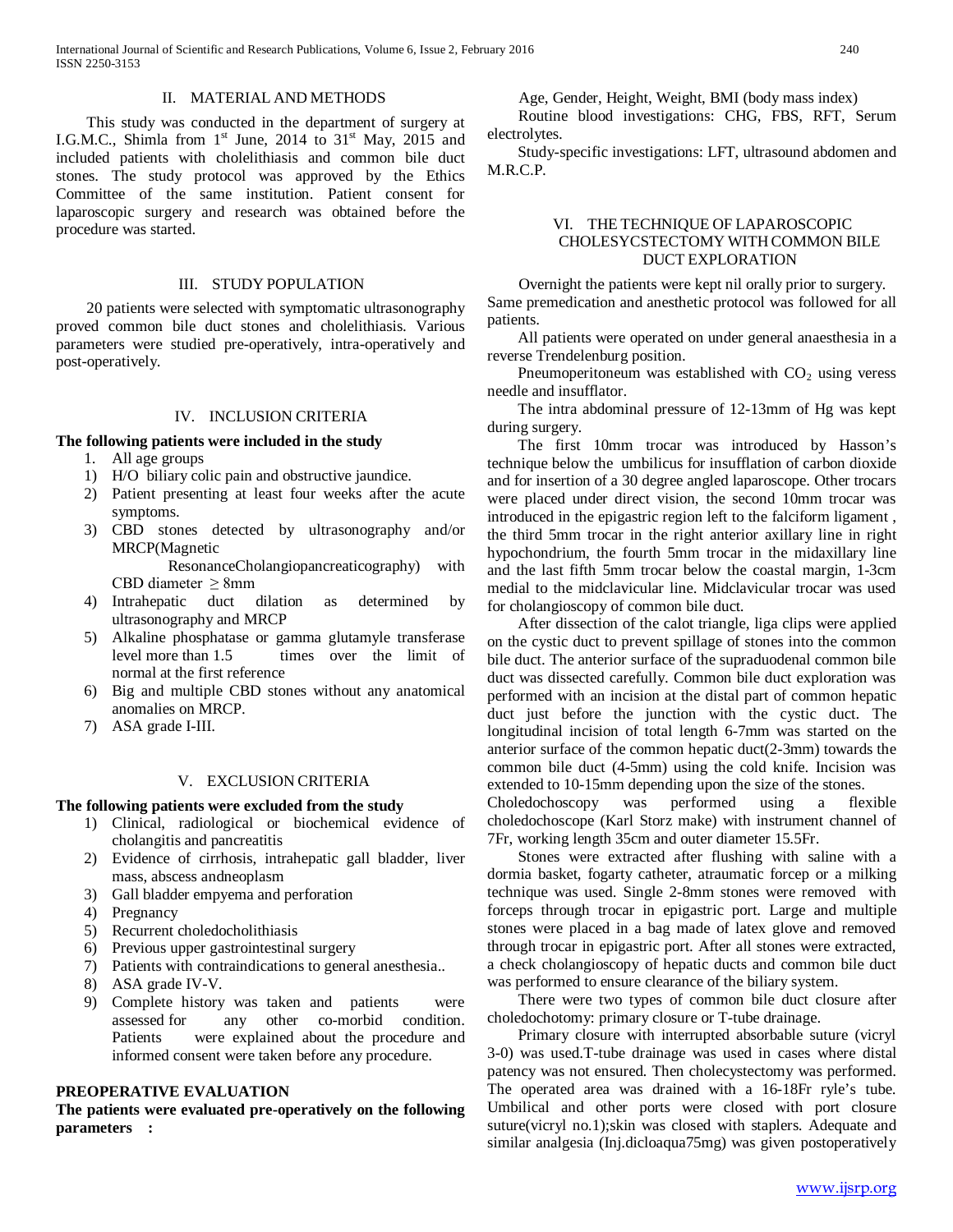## II. MATERIAL AND METHODS

This study was conducted in the department of surgery at I.G.M.C., Shimla from 1st June, 2014 to 31st May, 2015 and included patients with cholelithiasis and common bile duct stones. The study protocol was approved by the Ethics Committee of the same institution. Patient consent for laparoscopic surgery and research was obtained before the procedure was started.

## III. STUDY POPULATION

20 patients were selected with symptomatic ultrasonography proved common bile duct stones and cholelithiasis. Various parameters were studied pre-operatively, intra-operatively and post-operatively.

## IV. INCLUSION CRITERIA

**The following patients were included in the study**

1. All age groups
1) H/O biliary colic pain and obstructive jaundice.
2) Patient presenting at least four weeks after the acute symptoms.
3) CBD stones detected by ultrasonography and/or MRCP(Magnetic ResonanceCholangiopancreaticography) with CBD diameter ≥ 8mm
4) Intrahepatic duct dilation as determined by ultrasonography and MRCP
5) Alkaline phosphatase or gamma glutamyle transferase level more than 1.5 times over the limit of normal at the first reference
6) Big and multiple CBD stones without any anatomical anomalies on MRCP.
7) ASA grade I-III.

## V. EXCLUSION CRITERIA

**The following patients were excluded from the study**

1) Clinical, radiological or biochemical evidence of cholangitis and pancreatitis
2) Evidence of cirrhosis, intrahepatic gall bladder, liver mass, abscess andneoplasm
3) Gall bladder empyema and perforation
4) Pregnancy
5) Recurrent choledocholithiasis
6) Previous upper gastrointestinal surgery
7) Patients with contraindications to general anesthesia..
8) ASA grade IV-V.
9) Complete history was taken and patients were assessed for any other co-morbid condition. Patients were explained about the procedure and informed consent were taken before any procedure.

**PREOPERATIVE EVALUATION**

**The patients were evaluated pre-operatively on the following parameters :**

Age, Gender, Height, Weight, BMI (body mass index)

Routine blood investigations: CHG, FBS, RFT, Serum electrolytes.

Study-specific investigations: LFT, ultrasound abdomen and M.R.C.P.

## VI. THE TECHNIQUE OF LAPAROSCOPIC CHOLESYCSTECTOMY WITH COMMON BILE DUCT EXPLORATION

Overnight the patients were kept nil orally prior to surgery. Same premedication and anesthetic protocol was followed for all patients.

All patients were operated on under general anaesthesia in a reverse Trendelenburg position.

Pneumoperitoneum was established with $CO_2$ using veress needle and insufflator.

The intra abdominal pressure of 12-13mm of Hg was kept during surgery.

The first 10mm trocar was introduced by Hasson's technique below the umbilicus for insufflation of carbon dioxide and for insertion of a 30 degree angled laparoscope. Other trocars were placed under direct vision, the second 10mm trocar was introduced in the epigastric region left to the falciform ligament , the third 5mm trocar in the right anterior axillary line in right hypochondrium, the fourth 5mm trocar in the midaxillary line and the last fifth 5mm trocar below the coastal margin, 1-3cm medial to the midclavicular line. Midclavicular trocar was used for cholangioscopy of common bile duct.

After dissection of the calot triangle, liga clips were applied on the cystic duct to prevent spillage of stones into the common bile duct. The anterior surface of the supraduodenal common bile duct was dissected carefully. Common bile duct exploration was performed with an incision at the distal part of common hepatic duct just before the junction with the cystic duct. The longitudinal incision of total length 6-7mm was started on the anterior surface of the common hepatic duct(2-3mm) towards the common bile duct (4-5mm) using the cold knife. Incision was extended to 10-15mm depending upon the size of the stones.

Choledochoscopy was performed using a flexible choledochoscope (Karl Storz make) with instrument channel of 7Fr, working length 35cm and outer diameter 15.5Fr.

Stones were extracted after flushing with saline with a dormia basket, fogarty catheter, atraumatic forcep or a milking technique was used. Single 2-8mm stones were removed with forceps through trocar in epigastric port. Large and multiple stones were placed in a bag made of latex glove and removed through trocar in epigastric port. After all stones were extracted, a check cholangioscopy of hepatic ducts and common bile duct was performed to ensure clearance of the biliary system.

There were two types of common bile duct closure after choledochotomy: primary closure or T-tube drainage.

Primary closure with interrupted absorbable suture (vicryl 3-0) was used.T-tube drainage was used in cases where distal patency was not ensured. Then cholecystectomy was performed. The operated area was drained with a 16-18Fr ryle's tube. Umbilical and other ports were closed with port closure suture(vicryl no.1);skin was closed with staplers. Adequate and similar analgesia (Inj.dicloaqua75mg) was given postoperatively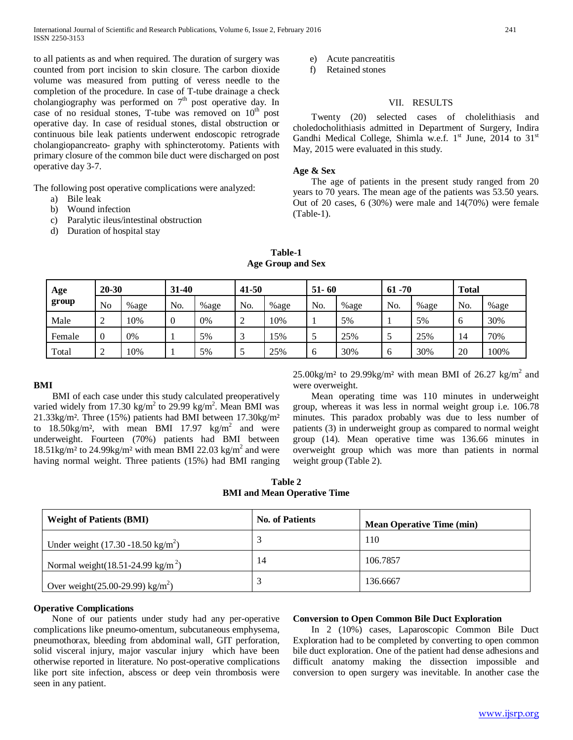to all patients as and when required. The duration of surgery was counted from port incision to skin closure. The carbon dioxide volume was measured from putting of veress needle to the completion of the procedure. In case of T-tube drainage a check cholangiography was performed on 7th post operative day. In case of no residual stones, T-tube was removed on 10th post operative day. In case of residual stones, distal obstruction or continuous bile leak patients underwent endoscopic retrograde cholangiopancreato- graphy with sphincterotomy. Patients with primary closure of the common bile duct were discharged on post operative day 3-7.

The following post operative complications were analyzed:

a) Bile leak
b) Wound infection
c) Paralytic ileus/intestinal obstruction
d) Duration of hospital stay
e) Acute pancreatitis
f) Retained stones

## VII. RESULTS

Twenty (20) selected cases of cholelithiasis and choledocholithiasis admitted in Department of Surgery, Indira Gandhi Medical College, Shimla w.e.f. 1st June, 2014 to 31st May, 2015 were evaluated in this study.

**Age & Sex**

The age of patients in the present study ranged from 20 years to 70 years. The mean age of the patients was 53.50 years. Out of 20 cases, 6 (30%) were male and 14(70%) were female (Table-1).

**Table-1**
**Age Group and Sex**

| Age group | 20-30 | | 31-40 | | 41-50 | | 51- 60 | | 61 -70 | | Total | |
|---|---|---|---|---|---|---|---|---|---|---|---|---|
| | No | %age | No. | %age | No. | %age | No. | %age | No. | %age | No. | %age |
| Male | 2 | 10% | 0 | 0% | 2 | 10% | 1 | 5% | 1 | 5% | 6 | 30% |
| Female | 0 | 0% | 1 | 5% | 3 | 15% | 5 | 25% | 5 | 25% | 14 | 70% |
| Total | 2 | 10% | 1 | 5% | 5 | 25% | 6 | 30% | 6 | 30% | 20 | 100% |

**BMI**

BMI of each case under this study calculated preoperatively varied widely from 17.30 kg/m$^2$ to 29.99 kg/m$^2$. Mean BMI was 21.33kg/m². Three (15%) patients had BMI between 17.30kg/m² to 18.50kg/m², with mean BMI 17.97 kg/m$^2$ and were underweight. Fourteen (70%) patients had BMI between 18.51kg/m² to 24.99kg/m² with mean BMI 22.03 kg/m$^2$ and were having normal weight. Three patients (15%) had BMI ranging 25.00kg/m² to 29.99kg/m² with mean BMI of 26.27 kg/m$^2$ and were overweight.

Mean operating time was 110 minutes in underweight group, whereas it was less in normal weight group i.e. 106.78 minutes. This paradox probably was due to less number of patients (3) in underweight group as compared to normal weight group (14). Mean operative time was 136.66 minutes in overweight group which was more than patients in normal weight group (Table 2).

**Table 2**
**BMI and Mean Operative Time**

| Weight of Patients (BMI) | No. of Patients | Mean Operative Time (min) |
|---|---|---|
| Under weight (17.30 -18.50 kg/m$^2$) | 3 | 110 |
| Normal weight(18.51-24.99 kg/m$^2$) | 14 | 106.7857 |
| Over weight(25.00-29.99) kg/m$^2$) | 3 | 136.6667 |

**Operative Complications**

None of our patients under study had any per-operative complications like pneumo-omentum, subcutaneous emphysema, pneumothorax, bleeding from abdominal wall, GIT perforation, solid visceral injury, major vascular injury which have been otherwise reported in literature. No post-operative complications like port site infection, abscess or deep vein thrombosis were seen in any patient.

**Conversion to Open Common Bile Duct Exploration**

In 2 (10%) cases, Laparoscopic Common Bile Duct Exploration had to be completed by converting to open common bile duct exploration. One of the patient had dense adhesions and difficult anatomy making the dissection impossible and conversion to open surgery was inevitable. In another case the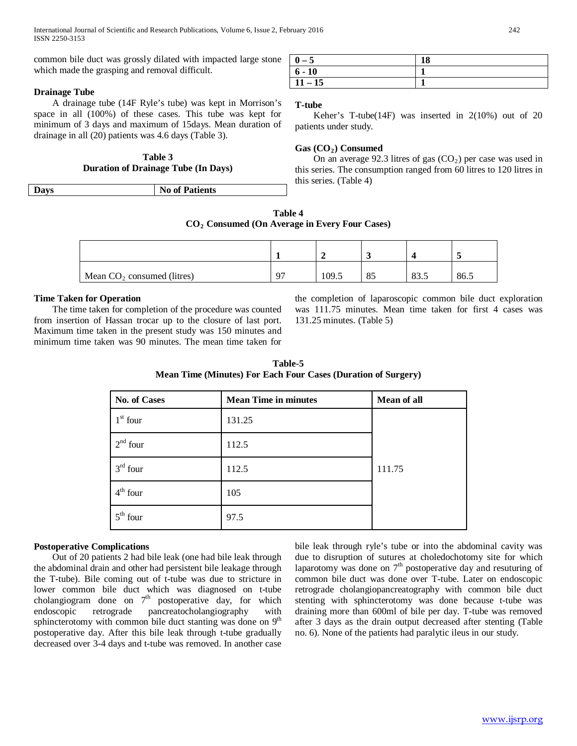common bile duct was grossly dilated with impacted large stone which made the grasping and removal difficult.

### Drainage Tube

A drainage tube (14F Ryle's tube) was kept in Morrison's space in all (100%) of these cases. This tube was kept for minimum of 3 days and maximum of 15days. Mean duration of drainage in all (20) patients was 4.6 days (Table 3).

**Table 3**
**Duration of Drainage Tube (In Days)**

| Days | No of Patients |
|---|---|
| 0 – 5 | 18 |
| 6 - 10 | 1 |
| 11 – 15 | 1 |

### T-tube

Keher's T-tube(14F) was inserted in 2(10%) out of 20 patients under study.

### Gas ($CO_2$) Consumed

On an average 92.3 litres of gas ($CO_2$) per case was used in this series. The consumption ranged from 60 litres to 120 litres in this series. (Table 4)

**Table 4**
**$CO_2$ Consumed (On Average in Every Four Cases)**

| | 1 | 2 | 3 | 4 | 5 |
|---|---|---|---|---|---|
| Mean $CO_2$ consumed (litres) | 97 | 109.5 | 85 | 83.5 | 86.5 |

### Time Taken for Operation

The time taken for completion of the procedure was counted from insertion of Hassan trocar up to the closure of last port. Maximum time taken in the present study was 150 minutes and minimum time taken was 90 minutes. The mean time taken for the completion of laparoscopic common bile duct exploration was 111.75 minutes. Mean time taken for first 4 cases was 131.25 minutes. (Table 5)

**Table-5**
**Mean Time (Minutes) For Each Four Cases (Duration of Surgery)**

| No. of Cases | Mean Time in minutes | Mean of all |
|---|---|---|
| 1st four | 131.25 | |
| 2nd four | 112.5 | |
| 3rd four | 112.5 | 111.75 |
| 4th four | 105 | |
| 5th four | 97.5 | |

### Postoperative Complications

Out of 20 patients 2 had bile leak (one had bile leak through the abdominal drain and other had persistent bile leakage through the T-tube). Bile coming out of t-tube was due to stricture in lower common bile duct which was diagnosed on t-tube cholangiogram done on 7th postoperative day, for which endoscopic retrograde pancreatocholangiography with sphincterotomy with common bile duct stanting was done on 9th postoperative day. After this bile leak through t-tube gradually decreased over 3-4 days and t-tube was removed. In another case bile leak through ryle's tube or into the abdominal cavity was due to disruption of sutures at choledochotomy site for which laparotomy was done on 7th postoperative day and resuturing of common bile duct was done over T-tube. Later on endoscopic retrograde cholangiopancreatography with common bile duct stenting with sphincterotomy was done because t-tube was draining more than 600ml of bile per day. T-tube was removed after 3 days as the drain output decreased after stenting (Table no. 6). None of the patients had paralytic ileus in our study.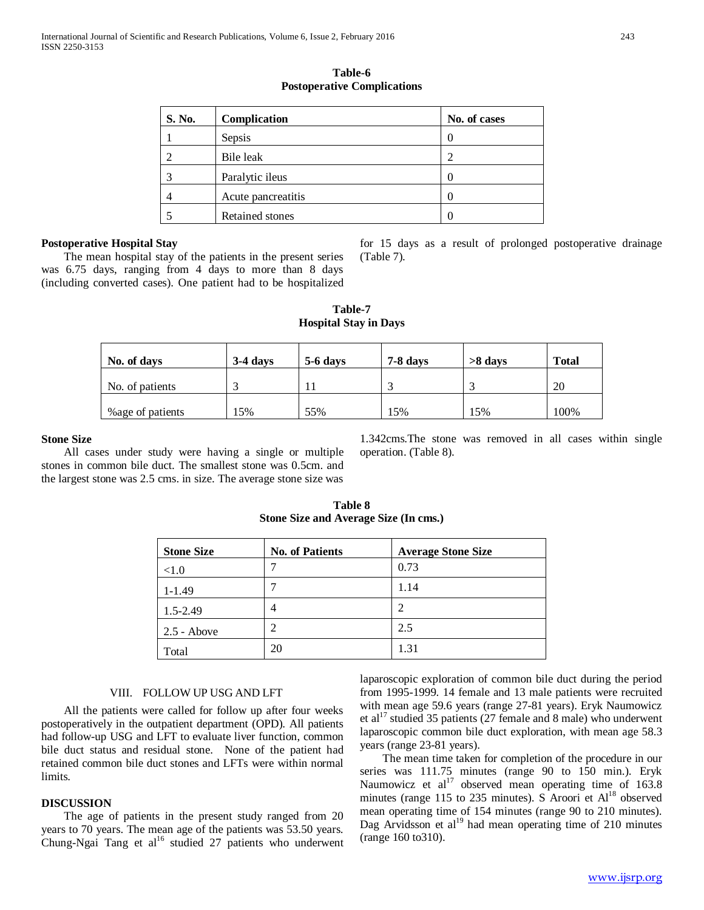**Table-6**
**Postoperative Complications**

| S. No. | Complication | No. of cases |
|---|---|---|
| 1 | Sepsis | 0 |
| 2 | Bile leak | 2 |
| 3 | Paralytic ileus | 0 |
| 4 | Acute pancreatitis | 0 |
| 5 | Retained stones | 0 |

**Postoperative Hospital Stay**

The mean hospital stay of the patients in the present series was 6.75 days, ranging from 4 days to more than 8 days (including converted cases). One patient had to be hospitalized for 15 days as a result of prolonged postoperative drainage (Table 7).

**Table-7**
**Hospital Stay in Days**

| No. of days | 3-4 days | 5-6 days | 7-8 days | >8 days | Total |
|---|---|---|---|---|---|
| No. of patients | 3 | 11 | 3 | 3 | 20 |
| %age of patients | 15% | 55% | 15% | 15% | 100% |

**Stone Size**

All cases under study were having a single or multiple stones in common bile duct. The smallest stone was 0.5cm. and the largest stone was 2.5 cms. in size. The average stone size was 1.342cms.The stone was removed in all cases within single operation. (Table 8).

**Table 8**
**Stone Size and Average Size (In cms.)**

| Stone Size | No. of Patients | Average Stone Size |
|---|---|---|
| <1.0 | 7 | 0.73 |
| 1-1.49 | 7 | 1.14 |
| 1.5-2.49 | 4 | 2 |
| 2.5 - Above | 2 | 2.5 |
| Total | 20 | 1.31 |

## VIII. FOLLOW UP USG AND LFT

All the patients were called for follow up after four weeks postoperatively in the outpatient department (OPD). All patients had follow-up USG and LFT to evaluate liver function, common bile duct status and residual stone. None of the patient had retained common bile duct stones and LFTs were within normal limits.

## DISCUSSION

The age of patients in the present study ranged from 20 years to 70 years. The mean age of the patients was 53.50 years. Chung-Ngai Tang et al[16] studied 27 patients who underwent laparoscopic exploration of common bile duct during the period from 1995-1999. 14 female and 13 male patients were recruited with mean age 59.6 years (range 27-81 years). Eryk Naumowicz et al[17] studied 35 patients (27 female and 8 male) who underwent laparoscopic common bile duct exploration, with mean age 58.3 years (range 23-81 years).

The mean time taken for completion of the procedure in our series was 111.75 minutes (range 90 to 150 min.). Eryk Naumowicz et al[17] observed mean operating time of 163.8 minutes (range 115 to 235 minutes). S Aroori et Al[18] observed mean operating time of 154 minutes (range 90 to 210 minutes). Dag Arvidsson et al[19] had mean operating time of 210 minutes (range 160 to310).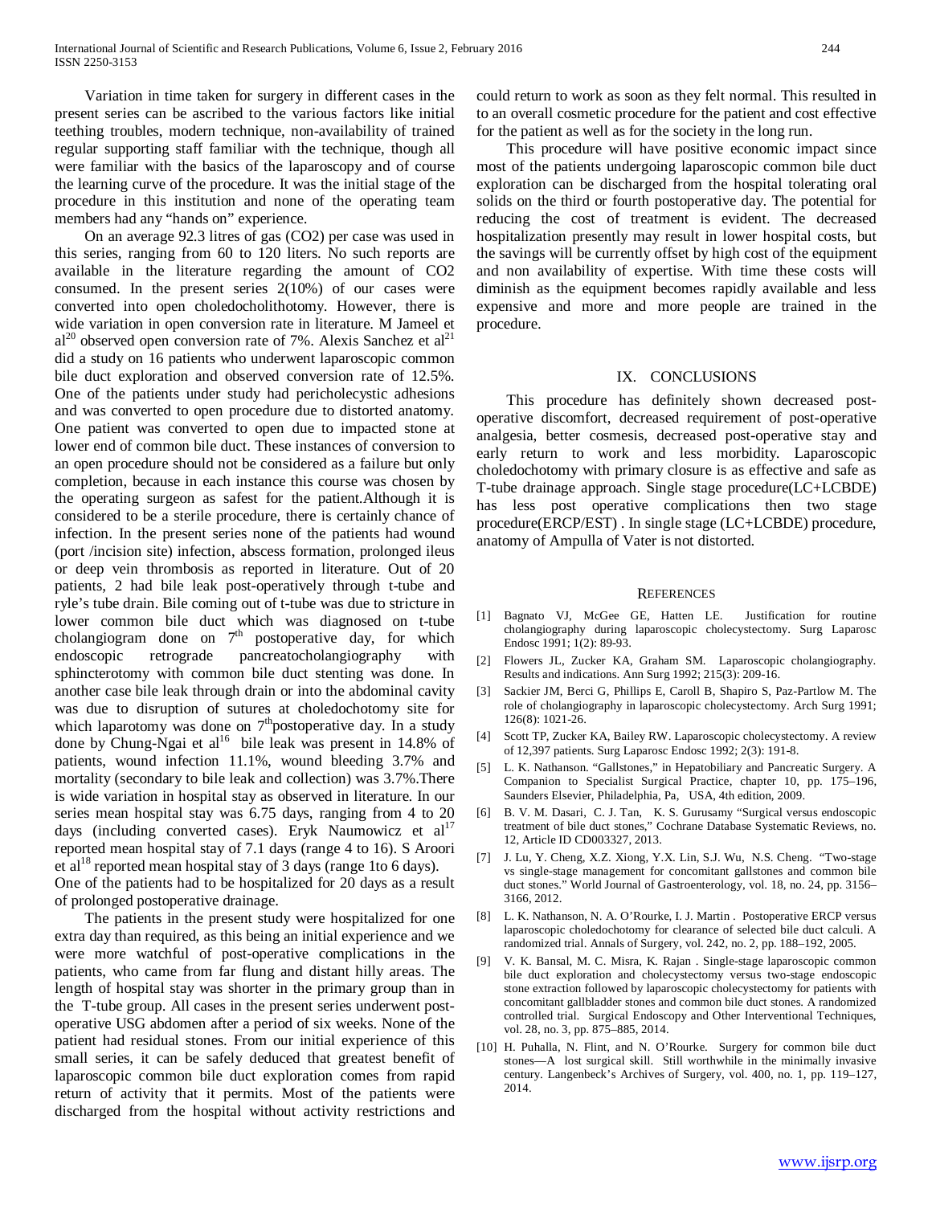Variation in time taken for surgery in different cases in the present series can be ascribed to the various factors like initial teething troubles, modern technique, non-availability of trained regular supporting staff familiar with the technique, though all were familiar with the basics of the laparoscopy and of course the learning curve of the procedure. It was the initial stage of the procedure in this institution and none of the operating team members had any "hands on" experience.

On an average 92.3 litres of gas ($CO_2$) per case was used in this series, ranging from 60 to 120 liters. No such reports are available in the literature regarding the amount of $CO_2$ consumed. In the present series 2(10%) of our cases were converted into open choledocholithotomy. However, there is wide variation in open conversion rate in literature. M Jameel et al[20] observed open conversion rate of 7%. Alexis Sanchez et al[21] did a study on 16 patients who underwent laparoscopic common bile duct exploration and observed conversion rate of 12.5%. One of the patients under study had pericholecystic adhesions and was converted to open procedure due to distorted anatomy. One patient was converted to open due to impacted stone at lower end of common bile duct. These instances of conversion to an open procedure should not be considered as a failure but only completion, because in each instance this course was chosen by the operating surgeon as safest for the patient.Although it is considered to be a sterile procedure, there is certainly chance of infection. In the present series none of the patients had wound (port /incision site) infection, abscess formation, prolonged ileus or deep vein thrombosis as reported in literature. Out of 20 patients, 2 had bile leak post-operatively through t-tube and ryle's tube drain. Bile coming out of t-tube was due to stricture in lower common bile duct which was diagnosed on t-tube cholangiogram done on 7th postoperative day, for which endoscopic retrograde pancreatocholangiography with sphincterotomy with common bile duct stenting was done. In another case bile leak through drain or into the abdominal cavity was due to disruption of sutures at choledochotomy site for which laparotomy was done on 7th postoperative day. In a study done by Chung-Ngai et al[16] bile leak was present in 14.8% of patients, wound infection 11.1%, wound bleeding 3.7% and mortality (secondary to bile leak and collection) was 3.7%.There is wide variation in hospital stay as observed in literature. In our series mean hospital stay was 6.75 days, ranging from 4 to 20 days (including converted cases). Eryk Naumowicz et al[17] reported mean hospital stay of 7.1 days (range 4 to 16). S Aroori et al[18] reported mean hospital stay of 3 days (range 1to 6 days). One of the patients had to be hospitalized for 20 days as a result of prolonged postoperative drainage.

The patients in the present study were hospitalized for one extra day than required, as this being an initial experience and we were more watchful of post-operative complications in the patients, who came from far flung and distant hilly areas. The length of hospital stay was shorter in the primary group than in the T-tube group. All cases in the present series underwent post-operative USG abdomen after a period of six weeks. None of the patient had residual stones. From our initial experience of this small series, it can be safely deduced that greatest benefit of laparoscopic common bile duct exploration comes from rapid return of activity that it permits. Most of the patients were discharged from the hospital without activity restrictions and could return to work as soon as they felt normal. This resulted in to an overall cosmetic procedure for the patient and cost effective for the patient as well as for the society in the long run.

This procedure will have positive economic impact since most of the patients undergoing laparoscopic common bile duct exploration can be discharged from the hospital tolerating oral solids on the third or fourth postoperative day. The potential for reducing the cost of treatment is evident. The decreased hospitalization presently may result in lower hospital costs, but the savings will be currently offset by high cost of the equipment and non availability of expertise. With time these costs will diminish as the equipment becomes rapidly available and less expensive and more and more people are trained in the procedure.

## IX. CONCLUSIONS

This procedure has definitely shown decreased post-operative discomfort, decreased requirement of post-operative analgesia, better cosmesis, decreased post-operative stay and early return to work and less morbidity. Laparoscopic choledochotomy with primary closure is as effective and safe as T-tube drainage approach. Single stage procedure(LC+LCBDE) has less post operative complications then two stage procedure(ERCP/EST) . In single stage (LC+LCBDE) procedure, anatomy of Ampulla of Vater is not distorted.

## REFERENCES

[1] Bagnato VJ, McGee GE, Hatten LE. Justification for routine cholangiography during laparoscopic cholecystectomy. Surg Laparosc Endosc 1991; 1(2): 89-93.

[2] Flowers JL, Zucker KA, Graham SM. Laparoscopic cholangiography. Results and indications. Ann Surg 1992; 215(3): 209-16.

[3] Sackier JM, Berci G, Phillips E, Caroll B, Shapiro S, Paz-Partlow M. The role of cholangiography in laparoscopic cholecystectomy. Arch Surg 1991; 126(8): 1021-26.

[4] Scott TP, Zucker KA, Bailey RW. Laparoscopic cholecystectomy. A review of 12,397 patients. Surg Laparosc Endosc 1992; 2(3): 191-8.

[5] L. K. Nathanson. "Gallstones," in Hepatobiliary and Pancreatic Surgery. A Companion to Specialist Surgical Practice, chapter 10, pp. 175–196, Saunders Elsevier, Philadelphia, Pa, USA, 4th edition, 2009.

[6] B. V. M. Dasari, C. J. Tan, K. S. Gurusamy "Surgical versus endoscopic treatment of bile duct stones," Cochrane Database Systematic Reviews, no. 12, Article ID CD003327, 2013.

[7] J. Lu, Y. Cheng, X.Z. Xiong, Y.X. Lin, S.J. Wu, N.S. Cheng. "Two-stage vs single-stage management for concomitant gallstones and common bile duct stones." World Journal of Gastroenterology, vol. 18, no. 24, pp. 3156–3166, 2012.

[8] L. K. Nathanson, N. A. O'Rourke, I. J. Martin . Postoperative ERCP versus laparoscopic choledochotomy for clearance of selected bile duct calculi. A randomized trial. Annals of Surgery, vol. 242, no. 2, pp. 188–192, 2005.

[9] V. K. Bansal, M. C. Misra, K. Rajan . Single-stage laparoscopic common bile duct exploration and cholecystectomy versus two-stage endoscopic stone extraction followed by laparoscopic cholecystectomy for patients with concomitant gallbladder stones and common bile duct stones. A randomized controlled trial. Surgical Endoscopy and Other Interventional Techniques, vol. 28, no. 3, pp. 875–885, 2014.

[10] H. Puhalla, N. Flint, and N. O'Rourke. Surgery for common bile duct stones—A lost surgical skill. Still worthwhile in the minimally invasive century. Langenbeck's Archives of Surgery, vol. 400, no. 1, pp. 119–127, 2014.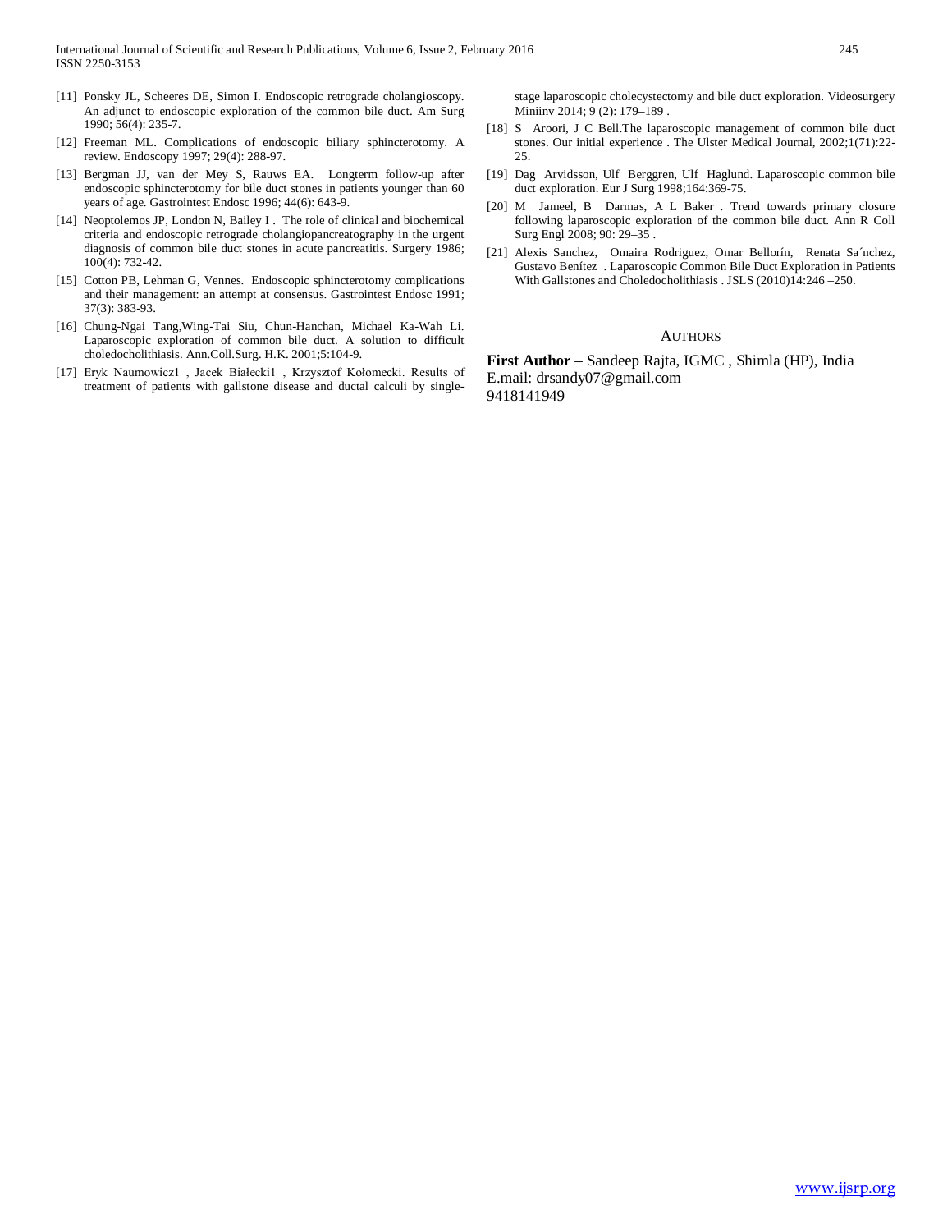[11] Ponsky JL, Scheeres DE, Simon I. Endoscopic retrograde cholangioscopy. An adjunct to endoscopic exploration of the common bile duct. Am Surg 1990; 56(4): 235-7.

[12] Freeman ML. Complications of endoscopic biliary sphincterotomy. A review. Endoscopy 1997; 29(4): 288-97.

[13] Bergman JJ, van der Mey S, Rauws EA. Longterm follow-up after endoscopic sphincterotomy for bile duct stones in patients younger than 60 years of age. Gastrointest Endosc 1996; 44(6): 643-9.

[14] Neoptolemos JP, London N, Bailey I . The role of clinical and biochemical criteria and endoscopic retrograde cholangiopancreatography in the urgent diagnosis of common bile duct stones in acute pancreatitis. Surgery 1986; 100(4): 732-42.

[15] Cotton PB, Lehman G, Vennes. Endoscopic sphincterotomy complications and their management: an attempt at consensus. Gastrointest Endosc 1991; 37(3): 383-93.

[16] Chung-Ngai Tang,Wing-Tai Siu, Chun-Hanchan, Michael Ka-Wah Li. Laparoscopic exploration of common bile duct. A solution to difficult choledocholithiasis. Ann.Coll.Surg. H.K. 2001;5:104-9.

[17] Eryk Naumowicz1 , Jacek Białecki1 , Krzysztof Kołomecki. Results of treatment of patients with gallstone disease and ductal calculi by single-stage laparoscopic cholecystectomy and bile duct exploration. Videosurgery Miniinv 2014; 9 (2): 179–189 .

[18] S Aroori, J C Bell.The laparoscopic management of common bile duct stones. Our initial experience . The Ulster Medical Journal, 2002;1(71):22-25.

[19] Dag Arvidsson, Ulf Berggren, Ulf Haglund. Laparoscopic common bile duct exploration. Eur J Surg 1998;164:369-75.

[20] M Jameel, B Darmas, A L Baker . Trend towards primary closure following laparoscopic exploration of the common bile duct. Ann R Coll Surg Engl 2008; 90: 29–35 .

[21] Alexis Sanchez, Omaira Rodriguez, Omar Bellorín, Renata Sa´nchez, Gustavo Benítez . Laparoscopic Common Bile Duct Exploration in Patients With Gallstones and Choledocholithiasis . JSLS (2010)14:246 –250.

## Authors

**First Author** – Sandeep Rajta, IGMC , Shimla (HP), India
E.mail: drsandy07@gmail.com
9418141949